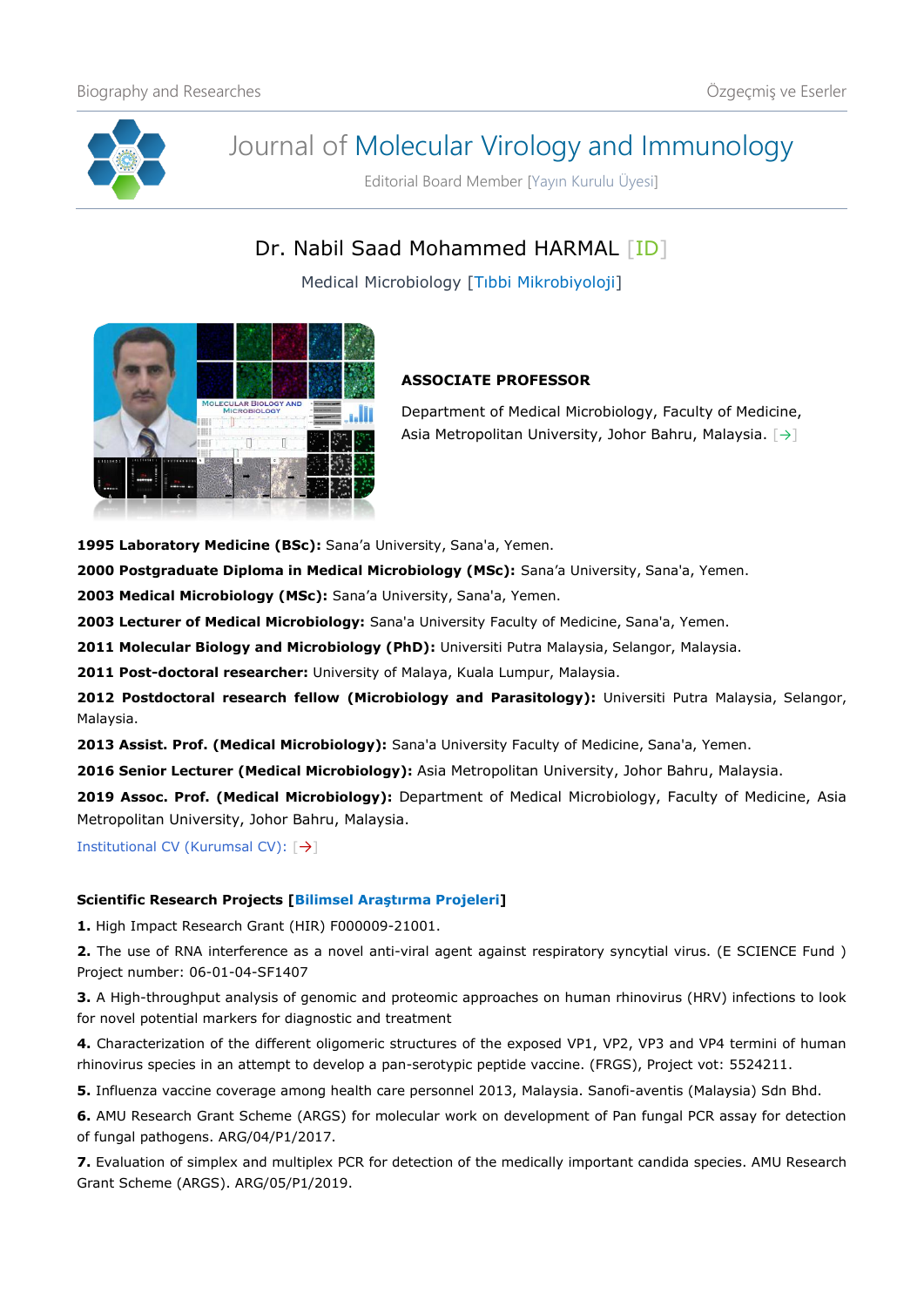Journal of Molecular Virology and Immunology

Editorial Board Member [Yayın Kurulu Üyesi]

# Dr. Nabil Saad Mohammed HARMAL [ID]

Medical Microbiology [Tıbbi Mikrobiyoloji]

**ASSOCIATE PROFESSOR**

Department of Medical Microbiology, Faculty of Medicine, Asia Metropolitan University, Johor Bahru, Malaysia. [→]

**1995 Laboratory Medicine (BSc):** Sana'a University, Sana'a, Yemen.

**2000 Postgraduate Diploma in Medical Microbiology (MSc):** Sana'a University, Sana'a, Yemen.

**2003 Medical Microbiology (MSc):** Sana'a University, Sana'a, Yemen.

**2003 Lecturer of Medical Microbiology:** Sana'a University Faculty of Medicine, Sana'a, Yemen.

**2011 Molecular Biology and Microbiology (PhD):** Universiti Putra Malaysia, Selangor, Malaysia.

**2011 Post-doctoral researcher:** University of Malaya, Kuala Lumpur, Malaysia.

**2012 Postdoctoral research fellow (Microbiology and Parasitology):** Universiti Putra Malaysia, Selangor, Malaysia.

**2013 Assist. Prof. (Medical Microbiology):** Sana'a University Faculty of Medicine, Sana'a, Yemen.

**2016 Senior Lecturer (Medical Microbiology):** Asia Metropolitan University, Johor Bahru, Malaysia.

**2019 Assoc. Prof. (Medical Microbiology):** Department of Medical Microbiology, Faculty of Medicine, Asia Metropolitan University, Johor Bahru, Malaysia.

Institutional CV (Kurumsal CV): [→]

**Scientific Research Projects [Bilimsel Araştırma Projeleri]**

**1.** High Impact Research Grant (HIR) F000009-21001.

**2.** The use of RNA interference as a novel anti-viral agent against respiratory syncytial virus. (E SCIENCE Fund ) Project number: 06-01-04-SF1407

**3.** A High-throughput analysis of genomic and proteomic approaches on human rhinovirus (HRV) infections to look for novel potential markers for diagnostic and treatment

**4.** Characterization of the different oligomeric structures of the exposed VP1, VP2, VP3 and VP4 termini of human rhinovirus species in an attempt to develop a pan-serotypic peptide vaccine. (FRGS), Project vot: 5524211.

**5.** Influenza vaccine coverage among health care personnel 2013, Malaysia. Sanofi-aventis (Malaysia) Sdn Bhd.

**6.** AMU Research Grant Scheme (ARGS) for molecular work on development of Pan fungal PCR assay for detection of fungal pathogens. ARG/04/P1/2017.

**7.** Evaluation of simplex and multiplex PCR for detection of the medically important candida species. AMU Research Grant Scheme (ARGS). ARG/05/P1/2019.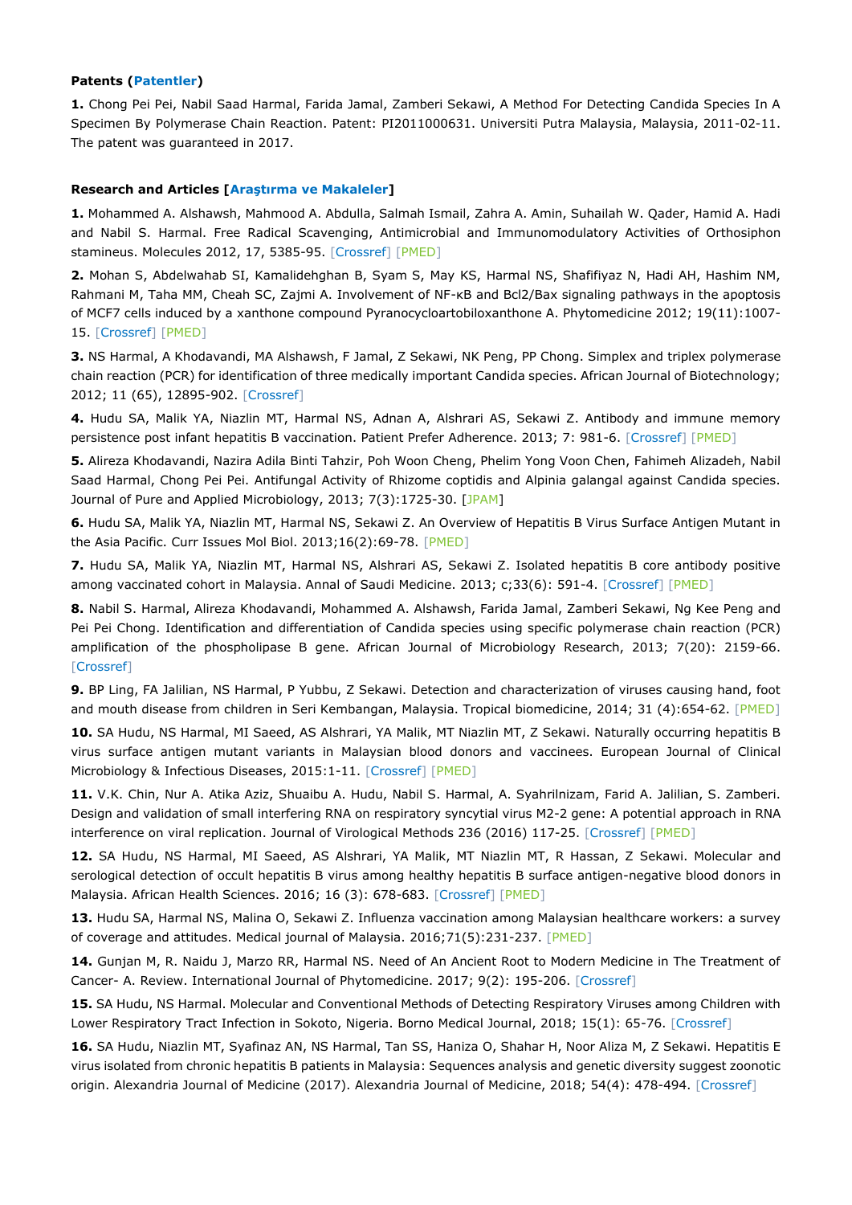**Patents (Patentler)**

**1.** Chong Pei Pei, Nabil Saad Harmal, Farida Jamal, Zamberi Sekawi, A Method For Detecting Candida Species In A Specimen By Polymerase Chain Reaction. Patent: PI2011000631. Universiti Putra Malaysia, Malaysia, 2011-02-11. The patent was guaranteed in 2017.

**Research and Articles [Araştırma ve Makaleler]**

**1.** Mohammed A. Alshawsh, Mahmood A. Abdulla, Salmah Ismail, Zahra A. Amin, Suhailah W. Qader, Hamid A. Hadi and Nabil S. Harmal. Free Radical Scavenging, Antimicrobial and Immunomodulatory Activities of Orthosiphon stamineus. Molecules 2012, 17, 5385-95. [Crossref] [PMED]

**2.** Mohan S, Abdelwahab SI, Kamalidehghan B, Syam S, May KS, Harmal NS, Shafifiyaz N, Hadi AH, Hashim NM, Rahmani M, Taha MM, Cheah SC, Zajmi A. Involvement of NF-κB and Bcl2/Bax signaling pathways in the apoptosis of MCF7 cells induced by a xanthone compound Pyranocycloartobiloxanthone A. Phytomedicine 2012; 19(11):1007-15. [Crossref] [PMED]

**3.** NS Harmal, A Khodavandi, MA Alshawsh, F Jamal, Z Sekawi, NK Peng, PP Chong. Simplex and triplex polymerase chain reaction (PCR) for identification of three medically important Candida species. African Journal of Biotechnology; 2012; 11 (65), 12895-902. [Crossref]

**4.** Hudu SA, Malik YA, Niazlin MT, Harmal NS, Adnan A, Alshrari AS, Sekawi Z. Antibody and immune memory persistence post infant hepatitis B vaccination. Patient Prefer Adherence. 2013; 7: 981-6. [Crossref] [PMED]

**5.** Alireza Khodavandi, Nazira Adila Binti Tahzir, Poh Woon Cheng, Phelim Yong Voon Chen, Fahimeh Alizadeh, Nabil Saad Harmal, Chong Pei Pei. Antifungal Activity of Rhizome coptidis and Alpinia galangal against Candida species. Journal of Pure and Applied Microbiology, 2013; 7(3):1725-30. [JPAM]

**6.** Hudu SA, Malik YA, Niazlin MT, Harmal NS, Sekawi Z. An Overview of Hepatitis B Virus Surface Antigen Mutant in the Asia Pacific. Curr Issues Mol Biol. 2013;16(2):69-78. [PMED]

**7.** Hudu SA, Malik YA, Niazlin MT, Harmal NS, Alshrari AS, Sekawi Z. Isolated hepatitis B core antibody positive among vaccinated cohort in Malaysia. Annal of Saudi Medicine. 2013; c;33(6): 591-4. [Crossref] [PMED]

**8.** Nabil S. Harmal, Alireza Khodavandi, Mohammed A. Alshawsh, Farida Jamal, Zamberi Sekawi, Ng Kee Peng and Pei Pei Chong. Identification and differentiation of Candida species using specific polymerase chain reaction (PCR) amplification of the phospholipase B gene. African Journal of Microbiology Research, 2013; 7(20): 2159-66. [Crossref]

**9.** BP Ling, FA Jalilian, NS Harmal, P Yubbu, Z Sekawi. Detection and characterization of viruses causing hand, foot and mouth disease from children in Seri Kembangan, Malaysia. Tropical biomedicine, 2014; 31 (4):654-62. [PMED]

**10.** SA Hudu, NS Harmal, MI Saeed, AS Alshrari, YA Malik, MT Niazlin MT, Z Sekawi. Naturally occurring hepatitis B virus surface antigen mutant variants in Malaysian blood donors and vaccinees. European Journal of Clinical Microbiology & Infectious Diseases, 2015:1-11. [Crossref] [PMED]

**11.** V.K. Chin, Nur A. Atika Aziz, Shuaibu A. Hudu, Nabil S. Harmal, A. Syahrilnizam, Farid A. Jalilian, S. Zamberi. Design and validation of small interfering RNA on respiratory syncytial virus M2-2 gene: A potential approach in RNA interference on viral replication. Journal of Virological Methods 236 (2016) 117-25. [Crossref] [PMED]

**12.** SA Hudu, NS Harmal, MI Saeed, AS Alshrari, YA Malik, MT Niazlin MT, R Hassan, Z Sekawi. Molecular and serological detection of occult hepatitis B virus among healthy hepatitis B surface antigen-negative blood donors in Malaysia. African Health Sciences. 2016; 16 (3): 678-683. [Crossref] [PMED]

**13.** Hudu SA, Harmal NS, Malina O, Sekawi Z. Influenza vaccination among Malaysian healthcare workers: a survey of coverage and attitudes. Medical journal of Malaysia. 2016;71(5):231-237. [PMED]

**14.** Gunjan M, R. Naidu J, Marzo RR, Harmal NS. Need of An Ancient Root to Modern Medicine in The Treatment of Cancer- A. Review. International Journal of Phytomedicine. 2017; 9(2): 195-206. [Crossref]

**15.** SA Hudu, NS Harmal. Molecular and Conventional Methods of Detecting Respiratory Viruses among Children with Lower Respiratory Tract Infection in Sokoto, Nigeria. Borno Medical Journal, 2018; 15(1): 65-76. [Crossref]

**16.** SA Hudu, Niazlin MT, Syafinaz AN, NS Harmal, Tan SS, Haniza O, Shahar H, Noor Aliza M, Z Sekawi. Hepatitis E virus isolated from chronic hepatitis B patients in Malaysia: Sequences analysis and genetic diversity suggest zoonotic origin. Alexandria Journal of Medicine (2017). Alexandria Journal of Medicine, 2018; 54(4): 478-494. [Crossref]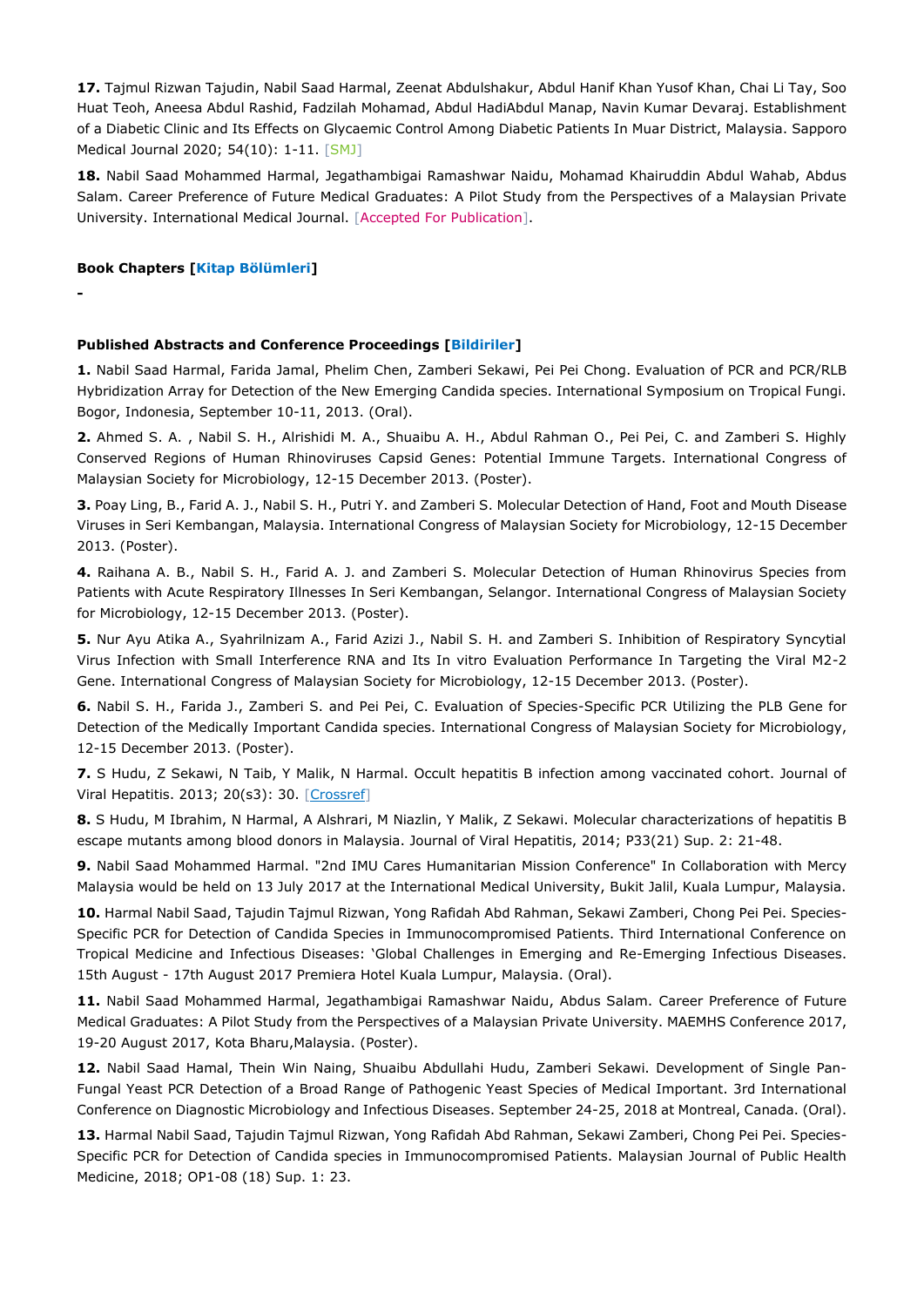**17.** Tajmul Rizwan Tajudin, Nabil Saad Harmal, Zeenat Abdulshakur, Abdul Hanif Khan Yusof Khan, Chai Li Tay, Soo Huat Teoh, Aneesa Abdul Rashid, Fadzilah Mohamad, Abdul HadiAbdul Manap, Navin Kumar Devaraj. Establishment of a Diabetic Clinic and Its Effects on Glycaemic Control Among Diabetic Patients In Muar District, Malaysia. Sapporo Medical Journal 2020; 54(10): 1-11. [SMJ]

**18.** Nabil Saad Mohammed Harmal, Jegathambigai Ramashwar Naidu, Mohamad Khairuddin Abdul Wahab, Abdus Salam. Career Preference of Future Medical Graduates: A Pilot Study from the Perspectives of a Malaysian Private University. International Medical Journal. [Accepted For Publication].

**Book Chapters [Kitap Bölümleri]**

-

**Published Abstracts and Conference Proceedings [Bildiriler]**

**1.** Nabil Saad Harmal, Farida Jamal, Phelim Chen, Zamberi Sekawi, Pei Pei Chong. Evaluation of PCR and PCR/RLB Hybridization Array for Detection of the New Emerging Candida species. International Symposium on Tropical Fungi. Bogor, Indonesia, September 10-11, 2013. (Oral).

**2.** Ahmed S. A. , Nabil S. H., Alrishidi M. A., Shuaibu A. H., Abdul Rahman O., Pei Pei, C. and Zamberi S. Highly Conserved Regions of Human Rhinoviruses Capsid Genes: Potential Immune Targets. International Congress of Malaysian Society for Microbiology, 12-15 December 2013. (Poster).

**3.** Poay Ling, B., Farid A. J., Nabil S. H., Putri Y. and Zamberi S. Molecular Detection of Hand, Foot and Mouth Disease Viruses in Seri Kembangan, Malaysia. International Congress of Malaysian Society for Microbiology, 12-15 December 2013. (Poster).

**4.** Raihana A. B., Nabil S. H., Farid A. J. and Zamberi S. Molecular Detection of Human Rhinovirus Species from Patients with Acute Respiratory Illnesses In Seri Kembangan, Selangor. International Congress of Malaysian Society for Microbiology, 12-15 December 2013. (Poster).

**5.** Nur Ayu Atika A., Syahrilnizam A., Farid Azizi J., Nabil S. H. and Zamberi S. Inhibition of Respiratory Syncytial Virus Infection with Small Interference RNA and Its In vitro Evaluation Performance In Targeting the Viral M2-2 Gene. International Congress of Malaysian Society for Microbiology, 12-15 December 2013. (Poster).

**6.** Nabil S. H., Farida J., Zamberi S. and Pei Pei, C. Evaluation of Species-Specific PCR Utilizing the PLB Gene for Detection of the Medically Important Candida species. International Congress of Malaysian Society for Microbiology, 12-15 December 2013. (Poster).

**7.** S Hudu, Z Sekawi, N Taib, Y Malik, N Harmal. Occult hepatitis B infection among vaccinated cohort. Journal of Viral Hepatitis. 2013; 20(s3): 30. [Crossref]

**8.** S Hudu, M Ibrahim, N Harmal, A Alshrari, M Niazlin, Y Malik, Z Sekawi. Molecular characterizations of hepatitis B escape mutants among blood donors in Malaysia. Journal of Viral Hepatitis, 2014; P33(21) Sup. 2: 21-48.

**9.** Nabil Saad Mohammed Harmal. "2nd IMU Cares Humanitarian Mission Conference" In Collaboration with Mercy Malaysia would be held on 13 July 2017 at the International Medical University, Bukit Jalil, Kuala Lumpur, Malaysia.

**10.** Harmal Nabil Saad, Tajudin Tajmul Rizwan, Yong Rafidah Abd Rahman, Sekawi Zamberi, Chong Pei Pei. Species-Specific PCR for Detection of Candida Species in Immunocompromised Patients. Third International Conference on Tropical Medicine and Infectious Diseases: 'Global Challenges in Emerging and Re-Emerging Infectious Diseases. 15th August - 17th August 2017 Premiera Hotel Kuala Lumpur, Malaysia. (Oral).

**11.** Nabil Saad Mohammed Harmal, Jegathambigai Ramashwar Naidu, Abdus Salam. Career Preference of Future Medical Graduates: A Pilot Study from the Perspectives of a Malaysian Private University. MAEMHS Conference 2017, 19-20 August 2017, Kota Bharu,Malaysia. (Poster).

**12.** Nabil Saad Hamal, Thein Win Naing, Shuaibu Abdullahi Hudu, Zamberi Sekawi. Development of Single Pan-Fungal Yeast PCR Detection of a Broad Range of Pathogenic Yeast Species of Medical Important. 3rd International Conference on Diagnostic Microbiology and Infectious Diseases. September 24-25, 2018 at Montreal, Canada. (Oral).

**13.** Harmal Nabil Saad, Tajudin Tajmul Rizwan, Yong Rafidah Abd Rahman, Sekawi Zamberi, Chong Pei Pei. Species-Specific PCR for Detection of Candida species in Immunocompromised Patients. Malaysian Journal of Public Health Medicine, 2018; OP1-08 (18) Sup. 1: 23.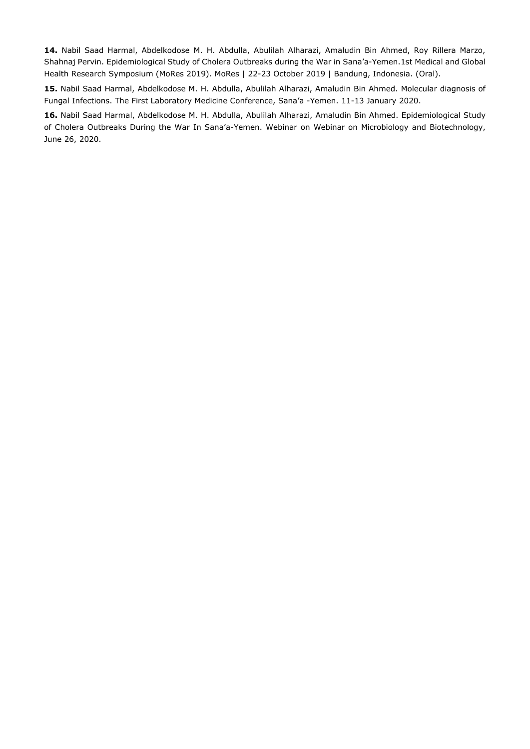**14.** Nabil Saad Harmal, Abdelkodose M. H. Abdulla, Abulilah Alharazi, Amaludin Bin Ahmed, Roy Rillera Marzo, Shahnaj Pervin. Epidemiological Study of Cholera Outbreaks during the War in Sana'a-Yemen.1st Medical and Global Health Research Symposium (MoRes 2019). MoRes | 22-23 October 2019 | Bandung, Indonesia. (Oral).

**15.** Nabil Saad Harmal, Abdelkodose M. H. Abdulla, Abulilah Alharazi, Amaludin Bin Ahmed. Molecular diagnosis of Fungal Infections. The First Laboratory Medicine Conference, Sana'a -Yemen. 11-13 January 2020.

**16.** Nabil Saad Harmal, Abdelkodose M. H. Abdulla, Abulilah Alharazi, Amaludin Bin Ahmed. Epidemiological Study of Cholera Outbreaks During the War In Sana'a-Yemen. Webinar on Webinar on Microbiology and Biotechnology, June 26, 2020.